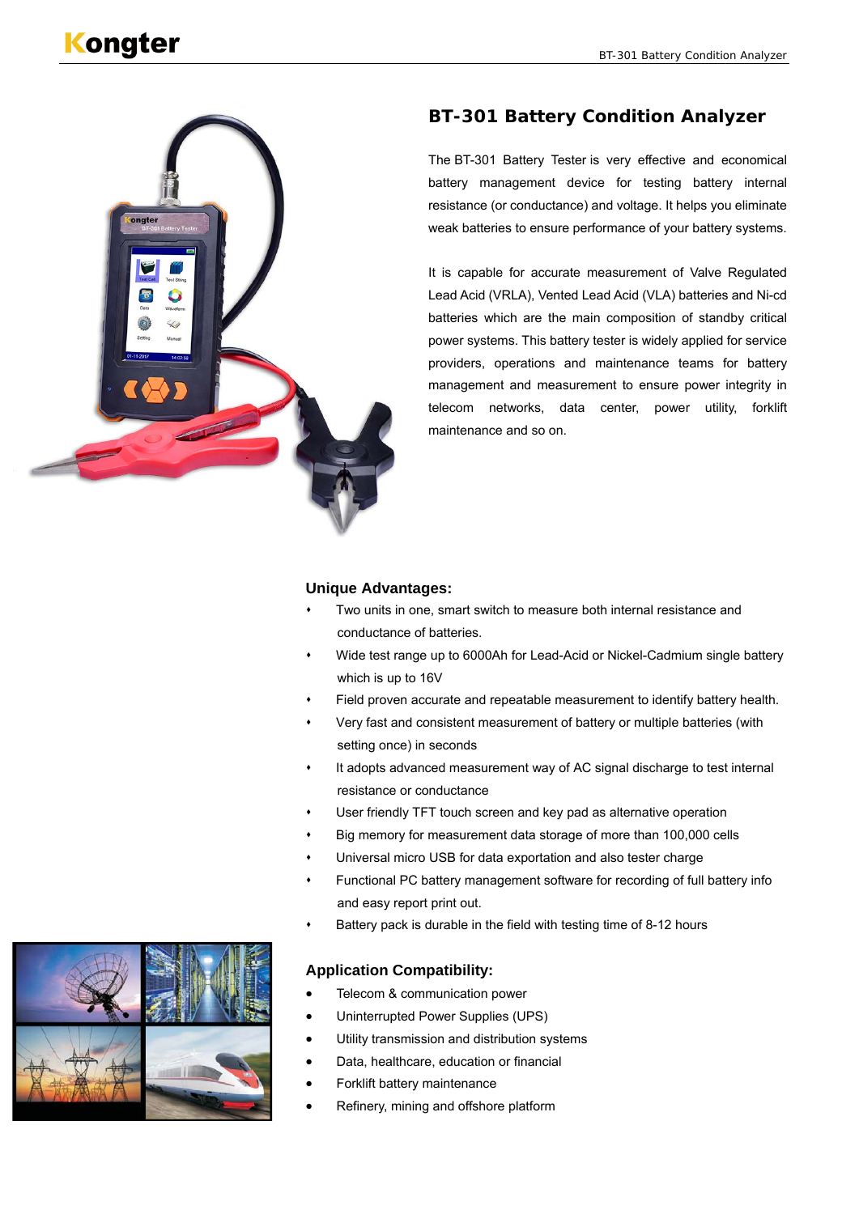# BT-301 Battery Condition Analyzer

The BT-301 Battery Tester is very effective and economical battery management device for testing battery internal resistance (or conductance) and voltage. It helps you eliminate weak batteries to ensure performance of your battery systems.

It is capable for accurate measurement of Valve Regulated Lead Acid (VRLA), Vented Lead Acid (VLA) batteries and Ni-cd batteries which are the main composition of standby critical power systems. This battery tester is widely applied for service providers, operations and maintenance teams for battery management and measurement to ensure power integrity in telecom networks, data center, power utility, forklift maintenance and so on.

### Unique Advantages:

- Two units in one, smart switch to measure both internal resistance and conductance of batteries.
- Wide test range up to 6000Ah for Lead-Acid or Nickel-Cadmium single battery which is up to 16V
- Field proven accurate and repeatable measurement to identify battery health.
- Very fast and consistent measurement of battery or multiple batteries (with setting once) in seconds
- It adopts advanced measurement way of AC signal discharge to test internal resistance or conductance
- User friendly TFT touch screen and key pad as alternative operation
- Big memory for measurement data storage of more than 100,000 cells
- Universal micro USB for data exportation and also tester charge
- Functional PC battery management software for recording of full battery info and easy report print out.
- Battery pack is durable in the field with testing time of 8-12 hours

### Application Compatibility:

- Telecom & communication power
- Uninterrupted Power Supplies (UPS)
- Utility transmission and distribution systems
- Data, healthcare, education or financial
- Forklift battery maintenance
- Refinery, mining and offshore platform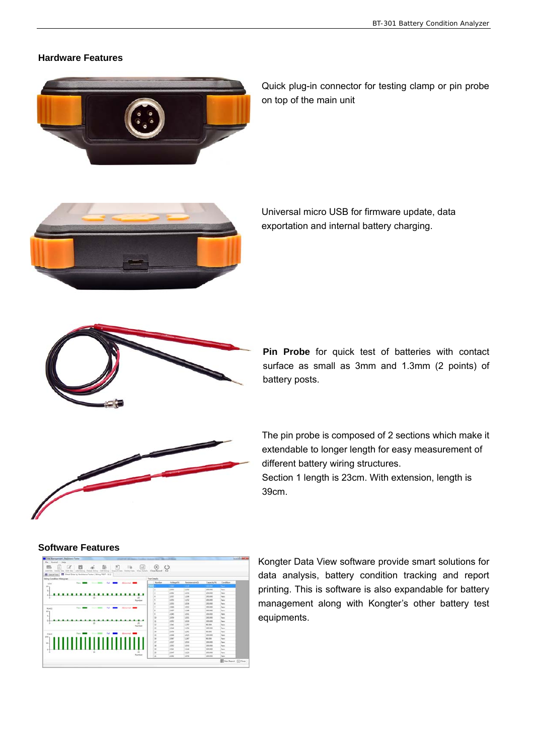## Hardware Features

Quick plug-in connector for testing clamp or pin probe on top of the main unit

Universal micro USB for firmware update, data exportation and internal battery charging.

**Pin Probe** for quick test of batteries with contact surface as small as 3mm and 1.3mm (2 points) of battery posts.

The pin probe is composed of 2 sections which make it extendable to longer length for easy measurement of different battery wiring structures.
Section 1 length is 23cm. With extension, length is 39cm.

## Software Features

Kongter Data View software provide smart solutions for data analysis, battery condition tracking and report printing. This is software is also expandable for battery management along with Kongter's other battery test equipments.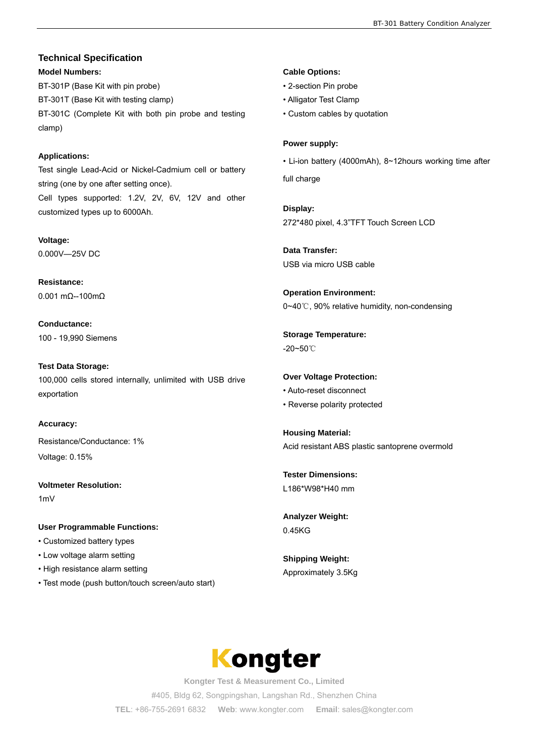## Technical Specification

**Model Numbers:**

BT-301P (Base Kit with pin probe)
BT-301T (Base Kit with testing clamp)
BT-301C (Complete Kit with both pin probe and testing clamp)

**Applications:**

Test single Lead-Acid or Nickel-Cadmium cell or battery string (one by one after setting once).
Cell types supported: 1.2V, 2V, 6V, 12V and other customized types up to 6000Ah.

**Voltage:**

0.000V—25V DC

**Resistance:**

0.001 mΩ--100mΩ

**Conductance:**

100 - 19,990 Siemens

**Test Data Storage:**

100,000 cells stored internally, unlimited with USB drive exportation

**Accuracy:**

Resistance/Conductance: 1%

Voltage: 0.15%

**Voltmeter Resolution:**

1mV

**User Programmable Functions:**

- Customized battery types
- Low voltage alarm setting
- High resistance alarm setting
- Test mode (push button/touch screen/auto start)

**Cable Options:**

- 2-section Pin probe
- Alligator Test Clamp
- Custom cables by quotation

**Power supply:**

- Li-ion battery (4000mAh), 8~12hours working time after full charge

**Display:**

272*480 pixel, 4.3"TFT Touch Screen LCD

**Data Transfer:**

USB via micro USB cable

**Operation Environment:**

0~40℃, 90% relative humidity, non-condensing

**Storage Temperature:**

-20~50℃

**Over Voltage Protection:**

- Auto-reset disconnect
- Reverse polarity protected

**Housing Material:**

Acid resistant ABS plastic santoprene overmold

**Tester Dimensions:**

L186*W98*H40 mm

**Analyzer Weight:**

0.45KG

**Shipping Weight:**

Approximately 3.5Kg

Kongter

**Kongter Test & Measurement Co., Limited**

#405, Bldg 62, Songpingshan, Langshan Rd., Shenzhen China

**TEL**: +86-755-2691 6832  **Web**: www.kongter.com  **Email**: sales@kongter.com